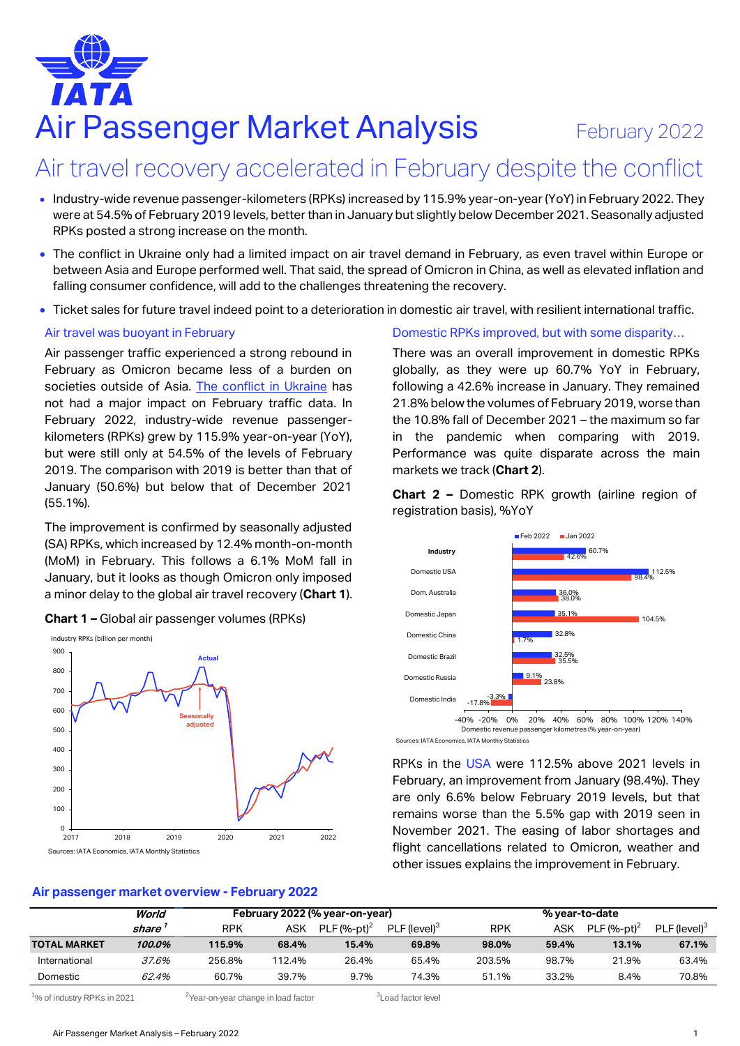# Air Passenger Market Analysis

February 2022

## Air travel recovery accelerated in February despite the conflict

- Industry-wide revenue passenger-kilometers (RPKs) increased by 115.9% year-on-year (YoY) in February 2022. They were at 54.5% of February 2019 levels, better than in January but slightly below December 2021. Seasonally adjusted RPKs posted a strong increase on the month.
- The conflict in Ukraine only had a limited impact on air travel demand in February, as even travel within Europe or between Asia and Europe performed well. That said, the spread of Omicron in China, as well as elevated inflation and falling consumer confidence, will add to the challenges threatening the recovery.
- Ticket sales for future travel indeed point to a deterioration in domestic air travel, with resilient international traffic.

### Air travel was buoyant in February

Air passenger traffic experienced a strong rebound in February as Omicron became less of a burden on societies outside of Asia. The conflict in Ukraine has not had a major impact on February traffic data. In February 2022, industry-wide revenue passenger-kilometers (RPKs) grew by 115.9% year-on-year (YoY), but were still only at 54.5% of the levels of February 2019. The comparison with 2019 is better than that of January (50.6%) but below that of December 2021 (55.1%).

The improvement is confirmed by seasonally adjusted (SA) RPKs, which increased by 12.4% month-on-month (MoM) in February. This follows a 6.1% MoM fall in January, but it looks as though Omicron only imposed a minor delay to the global air travel recovery (**Chart 1**).

**Chart 1 –** Global air passenger volumes (RPKs)

Sources: IATA Economics, IATA Monthly Statistics

### Domestic RPKs improved, but with some disparity…

There was an overall improvement in domestic RPKs globally, as they were up 60.7% YoY in February, following a 42.6% increase in January. They remained 21.8% below the volumes of February 2019, worse than the 10.8% fall of December 2021 – the maximum so far in the pandemic when comparing with 2019. Performance was quite disparate across the main markets we track (**Chart 2**).

**Chart 2 –** Domestic RPK growth (airline region of registration basis), %YoY

| | Feb 2022 | Jan 2022 |
|---|---|---|
| Industry | 60.7% | 42.6% |
| Domestic USA | 112.5% | 98.4% |
| Dom. Australia | 36.0% | 38.0% |
| Domestic Japan | 35.1% | 104.5% |
| Domestic China | 32.8% | 1.7% |
| Domestic Brazil | 32.5% | 35.5% |
| Domestic Russia | 9.1% | 23.8% |
| Domestic India | -3.3% | -17.8% |

Sources: IATA Economics, IATA Monthly Statistics

RPKs in the USA were 112.5% above 2021 levels in February, an improvement from January (98.4%). They are only 6.6% below February 2019 levels, but that remains worse than the 5.5% gap with 2019 seen in November 2021. The easing of labor shortages and flight cancellations related to Omicron, weather and other issues explains the improvement in February.

### Air passenger market overview - February 2022

| | *World share*[1] | February 2022 (% year-on-year) | | | | % year-to-date | | | |
|---|---|---|---|---|---|---|---|---|---|
| | | RPK | ASK | PLF (%-pt)[2] | PLF (level)[3] | RPK | ASK | PLF (%-pt)[2] | PLF (level)[3] |
| **TOTAL MARKET** | ***100.0%*** | **115.9%** | **68.4%** | **15.4%** | **69.8%** | **98.0%** | **59.4%** | **13.1%** | **67.1%** |
| International | *37.6%* | 256.8% | 112.4% | 26.4% | 65.4% | 203.5% | 98.7% | 21.9% | 63.4% |
| Domestic | *62.4%* | 60.7% | 39.7% | 9.7% | 74.3% | 51.1% | 33.2% | 8.4% | 70.8% |

[1]% of industry RPKs in 2021 [2]Year-on-year change in load factor [3]Load factor level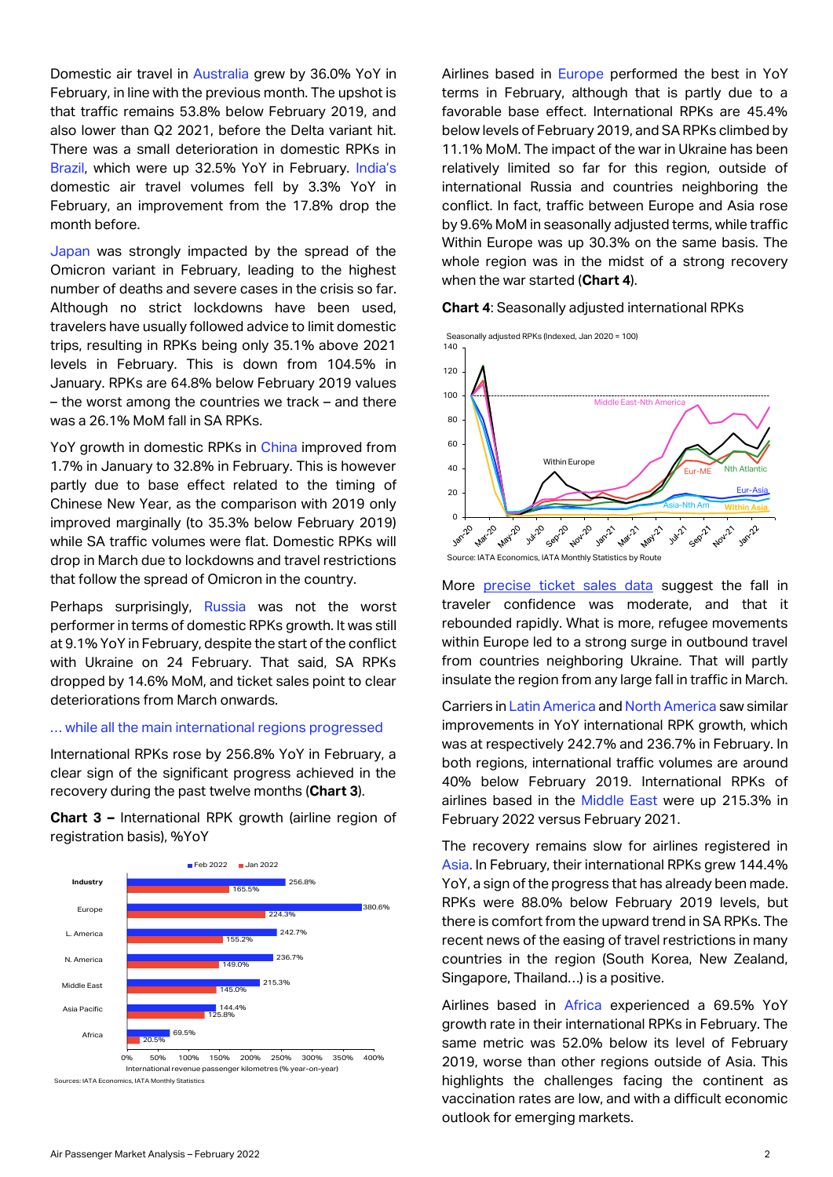Domestic air travel in Australia grew by 36.0% YoY in February, in line with the previous month. The upshot is that traffic remains 53.8% below February 2019, and also lower than Q2 2021, before the Delta variant hit. There was a small deterioration in domestic RPKs in Brazil, which were up 32.5% YoY in February. India's domestic air travel volumes fell by 3.3% YoY in February, an improvement from the 17.8% drop the month before.

Japan was strongly impacted by the spread of the Omicron variant in February, leading to the highest number of deaths and severe cases in the crisis so far. Although no strict lockdowns have been used, travelers have usually followed advice to limit domestic trips, resulting in RPKs being only 35.1% above 2021 levels in February. This is down from 104.5% in January. RPKs are 64.8% below February 2019 values – the worst among the countries we track – and there was a 26.1% MoM fall in SA RPKs.

YoY growth in domestic RPKs in China improved from 1.7% in January to 32.8% in February. This is however partly due to base effect related to the timing of Chinese New Year, as the comparison with 2019 only improved marginally (to 35.3% below February 2019) while SA traffic volumes were flat. Domestic RPKs will drop in March due to lockdowns and travel restrictions that follow the spread of Omicron in the country.

Perhaps surprisingly, Russia was not the worst performer in terms of domestic RPKs growth. It was still at 9.1% YoY in February, despite the start of the conflict with Ukraine on 24 February. That said, SA RPKs dropped by 14.6% MoM, and ticket sales point to clear deteriorations from March onwards.

### … while all the main international regions progressed

International RPKs rose by 256.8% YoY in February, a clear sign of the significant progress achieved in the recovery during the past twelve months (**Chart 3**).

**Chart 3 –** International RPK growth (airline region of registration basis), %YoY

| | Feb 2022 | Jan 2022 |
|---|---|---|
| Industry | 256.8% | 165.5% |
| Europe | 380.6% | 224.3% |
| L. America | 242.7% | 155.2% |
| N. America | 236.7% | 149.0% |
| Middle East | 215.3% | 145.0% |
| Asia Pacific | 144.4% | 125.8% |
| Africa | 69.5% | 20.5% |

International revenue passenger kilometres (% year-on-year)

Sources: IATA Economics, IATA Monthly Statistics

Airlines based in Europe performed the best in YoY terms in February, although that is partly due to a favorable base effect. International RPKs are 45.4% below levels of February 2019, and SA RPKs climbed by 11.1% MoM. The impact of the war in Ukraine has been relatively limited so far for this region, outside of international Russia and countries neighboring the conflict. In fact, traffic between Europe and Asia rose by 9.6% MoM in seasonally adjusted terms, while traffic Within Europe was up 30.3% on the same basis. The whole region was in the midst of a strong recovery when the war started (**Chart 4**).

**Chart 4**: Seasonally adjusted international RPKs

Seasonally adjusted RPKs (Indexed, Jan 2020 = 100)

Series: Middle East-Nth America, Within Europe, Eur-ME, Nth Atlantic, Eur-Asia, Asia-Nth Am, Within Asia

Source: IATA Economics, IATA Monthly Statistics by Route

More precise ticket sales data suggest the fall in traveler confidence was moderate, and that it rebounded rapidly. What is more, refugee movements within Europe led to a strong surge in outbound travel from countries neighboring Ukraine. That will partly insulate the region from any large fall in traffic in March.

Carriers in Latin America and North America saw similar improvements in YoY international RPK growth, which was at respectively 242.7% and 236.7% in February. In both regions, international traffic volumes are around 40% below February 2019. International RPKs of airlines based in the Middle East were up 215.3% in February 2022 versus February 2021.

The recovery remains slow for airlines registered in Asia. In February, their international RPKs grew 144.4% YoY, a sign of the progress that has already been made. RPKs were 88.0% below February 2019 levels, but there is comfort from the upward trend in SA RPKs. The recent news of the easing of travel restrictions in many countries in the region (South Korea, New Zealand, Singapore, Thailand…) is a positive.

Airlines based in Africa experienced a 69.5% YoY growth rate in their international RPKs in February. The same metric was 52.0% below its level of February 2019, worse than other regions outside of Asia. This highlights the challenges facing the continent as vaccination rates are low, and with a difficult economic outlook for emerging markets.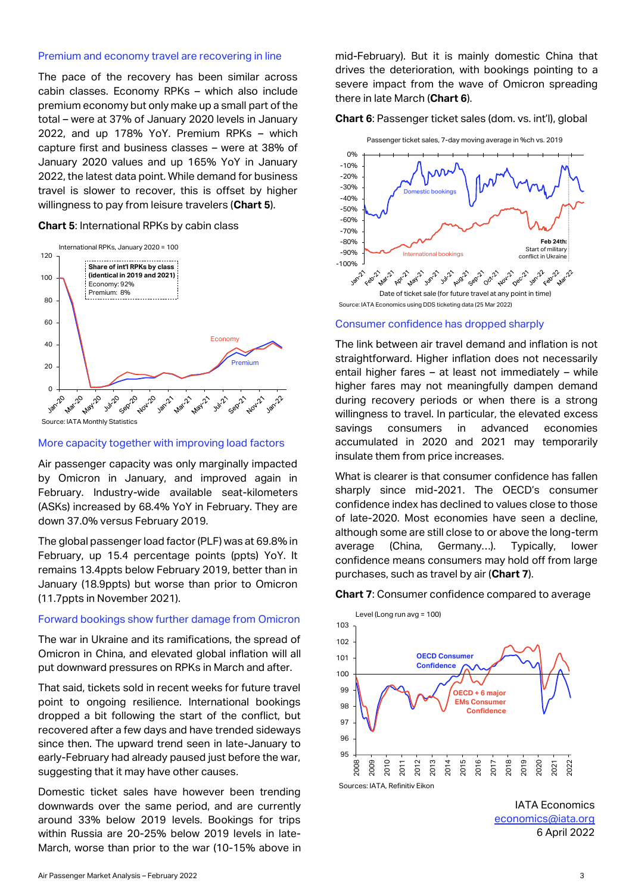### Premium and economy travel are recovering in line

The pace of the recovery has been similar across cabin classes. Economy RPKs – which also include premium economy but only make up a small part of the total – were at 37% of January 2020 levels in January 2022, and up 178% YoY. Premium RPKs – which capture first and business classes – were at 38% of January 2020 values and up 165% YoY in January 2022, the latest data point. While demand for business travel is slower to recover, this is offset by higher willingness to pay from leisure travelers (**Chart 5**).

**Chart 5**: International RPKs by cabin class

International RPKs, January 2020 = 100

Share of int'l RPKs by class (identical in 2019 and 2021)
Economy: 92%
Premium: 8%

Source: IATA Monthly Statistics

### More capacity together with improving load factors

Air passenger capacity was only marginally impacted by Omicron in January, and improved again in February. Industry-wide available seat-kilometers (ASKs) increased by 68.4% YoY in February. They are down 37.0% versus February 2019.

The global passenger load factor (PLF) was at 69.8% in February, up 15.4 percentage points (ppts) YoY. It remains 13.4ppts below February 2019, better than in January (18.9ppts) but worse than prior to Omicron (11.7ppts in November 2021).

### Forward bookings show further damage from Omicron

The war in Ukraine and its ramifications, the spread of Omicron in China, and elevated global inflation will all put downward pressures on RPKs in March and after.

That said, tickets sold in recent weeks for future travel point to ongoing resilience. International bookings dropped a bit following the start of the conflict, but recovered after a few days and have trended sideways since then. The upward trend seen in late-January to early-February had already paused just before the war, suggesting that it may have other causes.

Domestic ticket sales have however been trending downwards over the same period, and are currently around 33% below 2019 levels. Bookings for trips within Russia are 20-25% below 2019 levels in late-March, worse than prior to the war (10-15% above in mid-February). But it is mainly domestic China that drives the deterioration, with bookings pointing to a severe impact from the wave of Omicron spreading there in late March (**Chart 6**).

**Chart 6**: Passenger ticket sales (dom. vs. int'l), global

Passenger ticket sales, 7-day moving average in %ch vs. 2019

Feb 24th: Start of military conflict in Ukraine

Date of ticket sale (for future travel at any point in time)

Source: IATA Economics using DDS ticketing data (25 Mar 2022)

### Consumer confidence has dropped sharply

The link between air travel demand and inflation is not straightforward. Higher inflation does not necessarily entail higher fares – at least not immediately – while higher fares may not meaningfully dampen demand during recovery periods or when there is a strong willingness to travel. In particular, the elevated excess savings consumers in advanced economies accumulated in 2020 and 2021 may temporarily insulate them from price increases.

What is clearer is that consumer confidence has fallen sharply since mid-2021. The OECD's consumer confidence index has declined to values close to those of late-2020. Most economies have seen a decline, although some are still close to or above the long-term average (China, Germany...). Typically, lower confidence means consumers may hold off from large purchases, such as travel by air (**Chart 7**).

**Chart 7**: Consumer confidence compared to average

Level (Long run avg = 100)

Sources: IATA, Refinitiv Eikon

IATA Economics
economics@iata.org
6 April 2022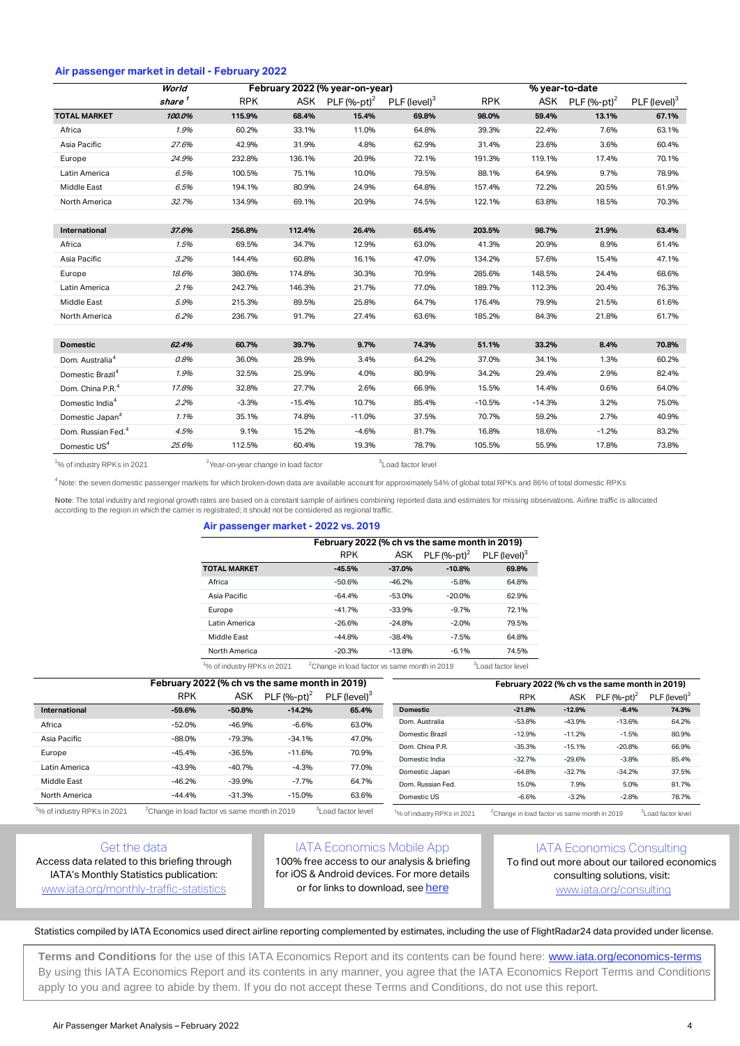## Air passenger market in detail - February 2022

| | World share[1] | February 2022 (% year-on-year) | | | | % year-to-date | | | |
|---|---|---|---|---|---|---|---|---|---|
| | | RPK | ASK | PLF (%-pt)[2] | PLF (level)[3] | RPK | ASK | PLF (%-pt)[2] | PLF (level)[3] |
| **TOTAL MARKET** | *100.0%* | **115.9%** | **68.4%** | **15.4%** | **69.8%** | **98.0%** | **59.4%** | **13.1%** | **67.1%** |
| Africa | *1.9%* | 60.2% | 33.1% | 11.0% | 64.8% | 39.3% | 22.4% | 7.6% | 63.1% |
| Asia Pacific | *27.6%* | 42.9% | 31.9% | 4.8% | 62.9% | 31.4% | 23.6% | 3.6% | 60.4% |
| Europe | *24.9%* | 232.8% | 136.1% | 20.9% | 72.1% | 191.3% | 119.1% | 17.4% | 70.1% |
| Latin America | *6.5%* | 100.5% | 75.1% | 10.0% | 79.5% | 88.1% | 64.9% | 9.7% | 78.9% |
| Middle East | *6.5%* | 194.1% | 80.9% | 24.9% | 64.8% | 157.4% | 72.2% | 20.5% | 61.9% |
| North America | *32.7%* | 134.9% | 69.1% | 20.9% | 74.5% | 122.1% | 63.8% | 18.5% | 70.3% |
| **International** | *37.6%* | **256.8%** | **112.4%** | **26.4%** | **65.4%** | **203.5%** | **98.7%** | **21.9%** | **63.4%** |
| Africa | *1.5%* | 69.5% | 34.7% | 12.9% | 63.0% | 41.3% | 20.9% | 8.9% | 61.4% |
| Asia Pacific | *3.2%* | 144.4% | 60.8% | 16.1% | 47.0% | 134.2% | 57.6% | 15.4% | 47.1% |
| Europe | *18.6%* | 380.6% | 174.8% | 30.3% | 70.9% | 285.6% | 148.5% | 24.4% | 68.6% |
| Latin America | *2.1%* | 242.7% | 146.3% | 21.7% | 77.0% | 189.7% | 112.3% | 20.4% | 76.3% |
| Middle East | *5.9%* | 215.3% | 89.5% | 25.8% | 64.7% | 176.4% | 79.9% | 21.5% | 61.6% |
| North America | *6.2%* | 236.7% | 91.7% | 27.4% | 63.6% | 185.2% | 84.3% | 21.8% | 61.7% |
| **Domestic** | *62.4%* | **60.7%** | **39.7%** | **9.7%** | **74.3%** | **51.1%** | **33.2%** | **8.4%** | **70.8%** |
| Dom. Australia[4] | *0.8%* | 36.0% | 28.9% | 3.4% | 64.2% | 37.0% | 34.1% | 1.3% | 60.2% |
| Domestic Brazil[4] | *1.9%* | 32.5% | 25.9% | 4.0% | 80.9% | 34.2% | 29.4% | 2.9% | 82.4% |
| Dom. China P.R.[4] | *17.8%* | 32.8% | 27.7% | 2.6% | 66.9% | 15.5% | 14.4% | 0.6% | 64.0% |
| Domestic India[4] | *2.2%* | -3.3% | -15.4% | 10.7% | 85.4% | -10.5% | -14.3% | 3.2% | 75.0% |
| Domestic Japan[4] | *1.1%* | 35.1% | 74.8% | -11.0% | 37.5% | 70.7% | 59.2% | 2.7% | 40.9% |
| Dom. Russian Fed.[4] | *4.5%* | 9.1% | 15.2% | -4.6% | 81.7% | 16.8% | 18.6% | -1.2% | 83.2% |
| Domestic US[4] | *25.6%* | 112.5% | 60.4% | 19.3% | 78.7% | 105.5% | 55.9% | 17.8% | 73.8% |

[1]% of industry RPKs in 2021 [2]Year-on-year change in load factor [3]Load factor level

[4] Note: the seven domestic passenger markets for which broken-down data are available account for approximately 54% of global total RPKs and 86% of total domestic RPKs

**Note**: The total industry and regional growth rates are based on a constant sample of airlines combining reported data and estimates for missing observations. Airline traffic is allocated according to the region in which the carrier is registrated; it should not be considered as regional traffic.

## Air passenger market - 2022 vs. 2019

| | February 2022 (% ch vs the same month in 2019) | | | |
|---|---|---|---|---|
| | RPK | ASK | PLF (%-pt)[2] | PLF (level)[3] |
| **TOTAL MARKET** | **-45.5%** | **-37.0%** | **-10.8%** | **69.8%** |
| Africa | -50.6% | -46.2% | -5.8% | 64.8% |
| Asia Pacific | -64.4% | -53.0% | -20.0% | 62.9% |
| Europe | -41.7% | -33.9% | -9.7% | 72.1% |
| Latin America | -26.6% | -24.8% | -2.0% | 79.5% |
| Middle East | -44.8% | -38.4% | -7.5% | 64.8% |
| North America | -20.3% | -13.8% | -6.1% | 74.5% |

[1]% of industry RPKs in 2021 [2]Change in load factor vs same month in 2019 [3]Load factor level

| | February 2022 (% ch vs the same month in 2019) | | | |
|---|---|---|---|---|
| | RPK | ASK | PLF (%-pt)[2] | PLF (level)[3] |
| **International** | **-59.6%** | **-50.8%** | **-14.2%** | **65.4%** |
| Africa | -52.0% | -46.9% | -6.6% | 63.0% |
| Asia Pacific | -88.0% | -79.3% | -34.1% | 47.0% |
| Europe | -45.4% | -36.5% | -11.6% | 70.9% |
| Latin America | -43.9% | -40.7% | -4.3% | 77.0% |
| Middle East | -46.2% | -39.9% | -7.7% | 64.7% |
| North America | -44.4% | -31.3% | -15.0% | 63.6% |

[1]% of industry RPKs in 2021 [2]Change in load factor vs same month in 2019 [3]Load factor level

| | February 2022 (% ch vs the same month in 2019) | | | |
|---|---|---|---|---|
| | RPK | ASK | PLF (%-pt)[2] | PLF (level)[3] |
| **Domestic** | **-21.8%** | **-12.9%** | **-8.4%** | **74.3%** |
| Dom. Australia | -53.8% | -43.9% | -13.6% | 64.2% |
| Domestic Brazil | -12.9% | -11.2% | -1.5% | 80.9% |
| Dom. China P.R. | -35.3% | -15.1% | -20.8% | 66.9% |
| Domestic India | -32.7% | -29.6% | -3.8% | 85.4% |
| Domestic Japan | -64.8% | -32.7% | -34.2% | 37.5% |
| Dom. Russian Fed. | 15.0% | 7.9% | 5.0% | 81.7% |
| Domestic US | -6.6% | -3.2% | -2.8% | 78.7% |

[1]% of industry RPKs in 2021 [2]Change in load factor vs same month in 2019 [3]Load factor level

**Get the data**
Access data related to this briefing through IATA's Monthly Statistics publication:
www.iata.org/monthly-traffic-statistics

**IATA Economics Mobile App**
100% free access to our analysis & briefing for iOS & Android devices. For more details or for links to download, see here

**IATA Economics Consulting**
To find out more about our tailored economics consulting solutions, visit:
www.iata.org/consulting

Statistics compiled by IATA Economics used direct airline reporting complemented by estimates, including the use of FlightRadar24 data provided under license.

**Terms and Conditions** for the use of this IATA Economics Report and its contents can be found here: www.iata.org/economics-terms
By using this IATA Economics Report and its contents in any manner, you agree that the IATA Economics Report Terms and Conditions apply to you and agree to abide by them. If you do not accept these Terms and Conditions, do not use this report.